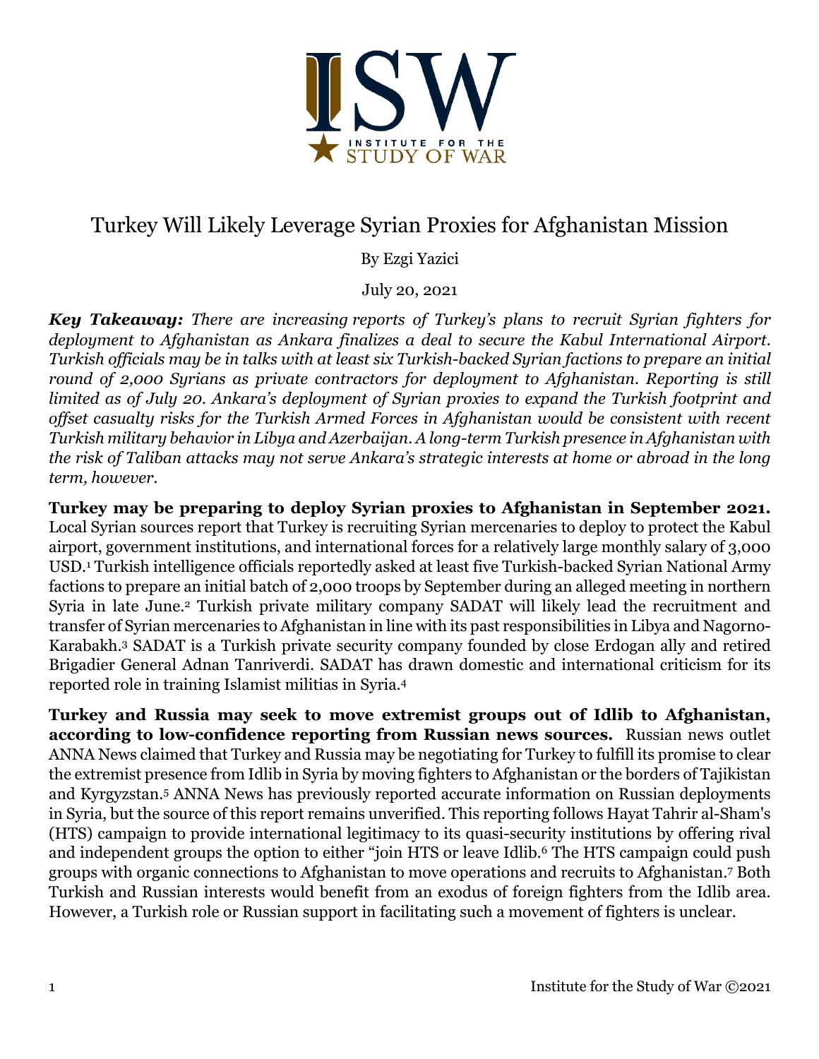# Turkey Will Likely Leverage Syrian Proxies for Afghanistan Mission

By Ezgi Yazici

July 20, 2021

***Key Takeaway:*** *There are increasing reports of Turkey's plans to recruit Syrian fighters for deployment to Afghanistan as Ankara finalizes a deal to secure the Kabul International Airport. Turkish officials may be in talks with at least six Turkish-backed Syrian factions to prepare an initial round of 2,000 Syrians as private contractors for deployment to Afghanistan. Reporting is still limited as of July 20. Ankara's deployment of Syrian proxies to expand the Turkish footprint and offset casualty risks for the Turkish Armed Forces in Afghanistan would be consistent with recent Turkish military behavior in Libya and Azerbaijan. A long-term Turkish presence in Afghanistan with the risk of Taliban attacks may not serve Ankara's strategic interests at home or abroad in the long term, however.*

**Turkey may be preparing to deploy Syrian proxies to Afghanistan in September 2021.** Local Syrian sources report that Turkey is recruiting Syrian mercenaries to deploy to protect the Kabul airport, government institutions, and international forces for a relatively large monthly salary of 3,000 USD.[1] Turkish intelligence officials reportedly asked at least five Turkish-backed Syrian National Army factions to prepare an initial batch of 2,000 troops by September during an alleged meeting in northern Syria in late June.[2] Turkish private military company SADAT will likely lead the recruitment and transfer of Syrian mercenaries to Afghanistan in line with its past responsibilities in Libya and Nagorno-Karabakh.[3] SADAT is a Turkish private security company founded by close Erdogan ally and retired Brigadier General Adnan Tanriverdi. SADAT has drawn domestic and international criticism for its reported role in training Islamist militias in Syria.[4]

**Turkey and Russia may seek to move extremist groups out of Idlib to Afghanistan, according to low-confidence reporting from Russian news sources.** Russian news outlet ANNA News claimed that Turkey and Russia may be negotiating for Turkey to fulfill its promise to clear the extremist presence from Idlib in Syria by moving fighters to Afghanistan or the borders of Tajikistan and Kyrgyzstan.[5] ANNA News has previously reported accurate information on Russian deployments in Syria, but the source of this report remains unverified. This reporting follows Hayat Tahrir al-Sham's (HTS) campaign to provide international legitimacy to its quasi-security institutions by offering rival and independent groups the option to either "join HTS or leave Idlib.[6] The HTS campaign could push groups with organic connections to Afghanistan to move operations and recruits to Afghanistan.[7] Both Turkish and Russian interests would benefit from an exodus of foreign fighters from the Idlib area. However, a Turkish role or Russian support in facilitating such a movement of fighters is unclear.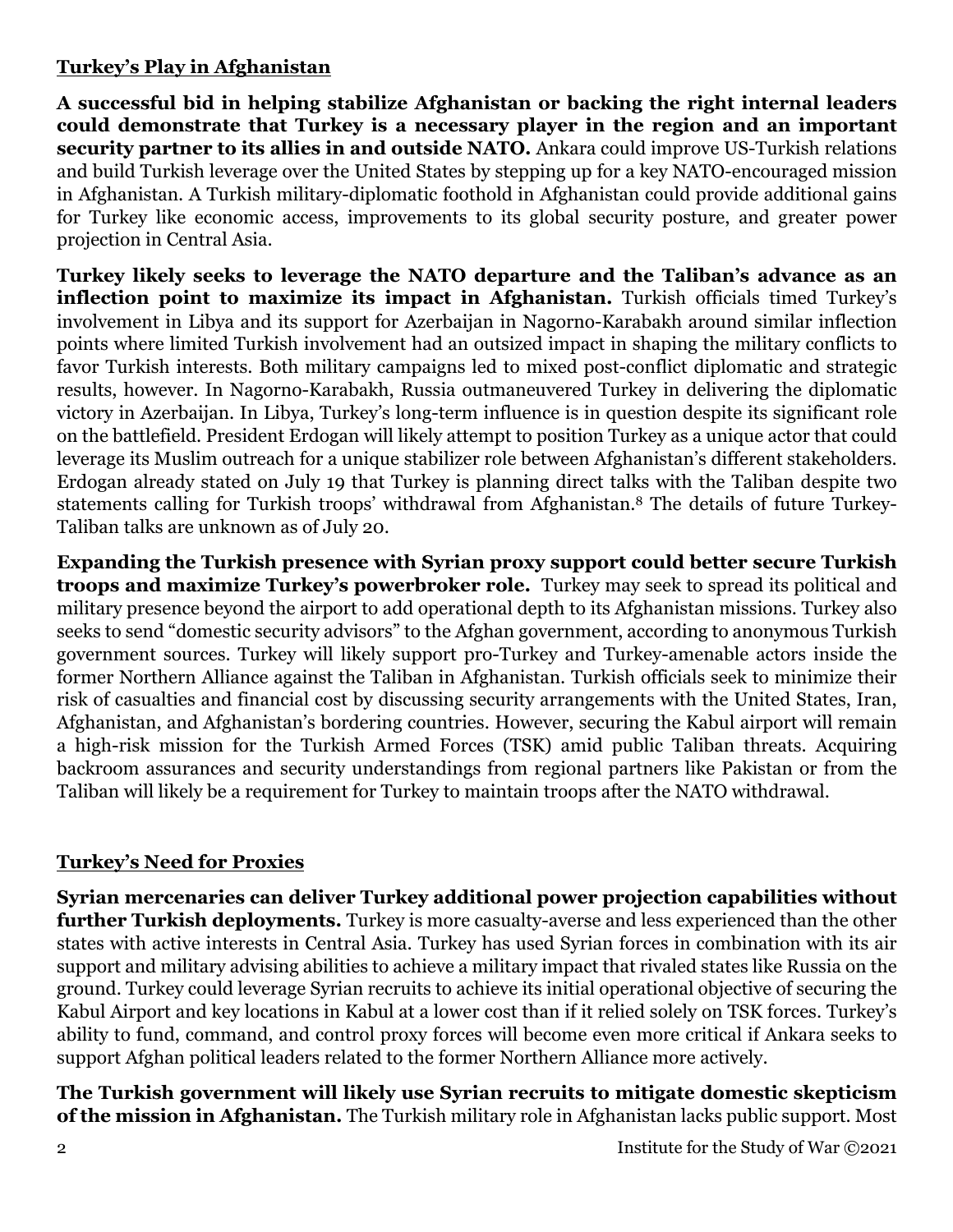## Turkey's Play in Afghanistan

**A successful bid in helping stabilize Afghanistan or backing the right internal leaders could demonstrate that Turkey is a necessary player in the region and an important security partner to its allies in and outside NATO.** Ankara could improve US-Turkish relations and build Turkish leverage over the United States by stepping up for a key NATO-encouraged mission in Afghanistan. A Turkish military-diplomatic foothold in Afghanistan could provide additional gains for Turkey like economic access, improvements to its global security posture, and greater power projection in Central Asia.

**Turkey likely seeks to leverage the NATO departure and the Taliban's advance as an inflection point to maximize its impact in Afghanistan.** Turkish officials timed Turkey's involvement in Libya and its support for Azerbaijan in Nagorno-Karabakh around similar inflection points where limited Turkish involvement had an outsized impact in shaping the military conflicts to favor Turkish interests. Both military campaigns led to mixed post-conflict diplomatic and strategic results, however. In Nagorno-Karabakh, Russia outmaneuvered Turkey in delivering the diplomatic victory in Azerbaijan. In Libya, Turkey's long-term influence is in question despite its significant role on the battlefield. President Erdogan will likely attempt to position Turkey as a unique actor that could leverage its Muslim outreach for a unique stabilizer role between Afghanistan's different stakeholders. Erdogan already stated on July 19 that Turkey is planning direct talks with the Taliban despite two statements calling for Turkish troops' withdrawal from Afghanistan.[8] The details of future Turkey-Taliban talks are unknown as of July 20.

**Expanding the Turkish presence with Syrian proxy support could better secure Turkish troops and maximize Turkey's powerbroker role.** Turkey may seek to spread its political and military presence beyond the airport to add operational depth to its Afghanistan missions. Turkey also seeks to send "domestic security advisors" to the Afghan government, according to anonymous Turkish government sources. Turkey will likely support pro-Turkey and Turkey-amenable actors inside the former Northern Alliance against the Taliban in Afghanistan. Turkish officials seek to minimize their risk of casualties and financial cost by discussing security arrangements with the United States, Iran, Afghanistan, and Afghanistan's bordering countries. However, securing the Kabul airport will remain a high-risk mission for the Turkish Armed Forces (TSK) amid public Taliban threats. Acquiring backroom assurances and security understandings from regional partners like Pakistan or from the Taliban will likely be a requirement for Turkey to maintain troops after the NATO withdrawal.

## Turkey's Need for Proxies

**Syrian mercenaries can deliver Turkey additional power projection capabilities without further Turkish deployments.** Turkey is more casualty-averse and less experienced than the other states with active interests in Central Asia. Turkey has used Syrian forces in combination with its air support and military advising abilities to achieve a military impact that rivaled states like Russia on the ground. Turkey could leverage Syrian recruits to achieve its initial operational objective of securing the Kabul Airport and key locations in Kabul at a lower cost than if it relied solely on TSK forces. Turkey's ability to fund, command, and control proxy forces will become even more critical if Ankara seeks to support Afghan political leaders related to the former Northern Alliance more actively.

**The Turkish government will likely use Syrian recruits to mitigate domestic skepticism of the mission in Afghanistan.** The Turkish military role in Afghanistan lacks public support. Most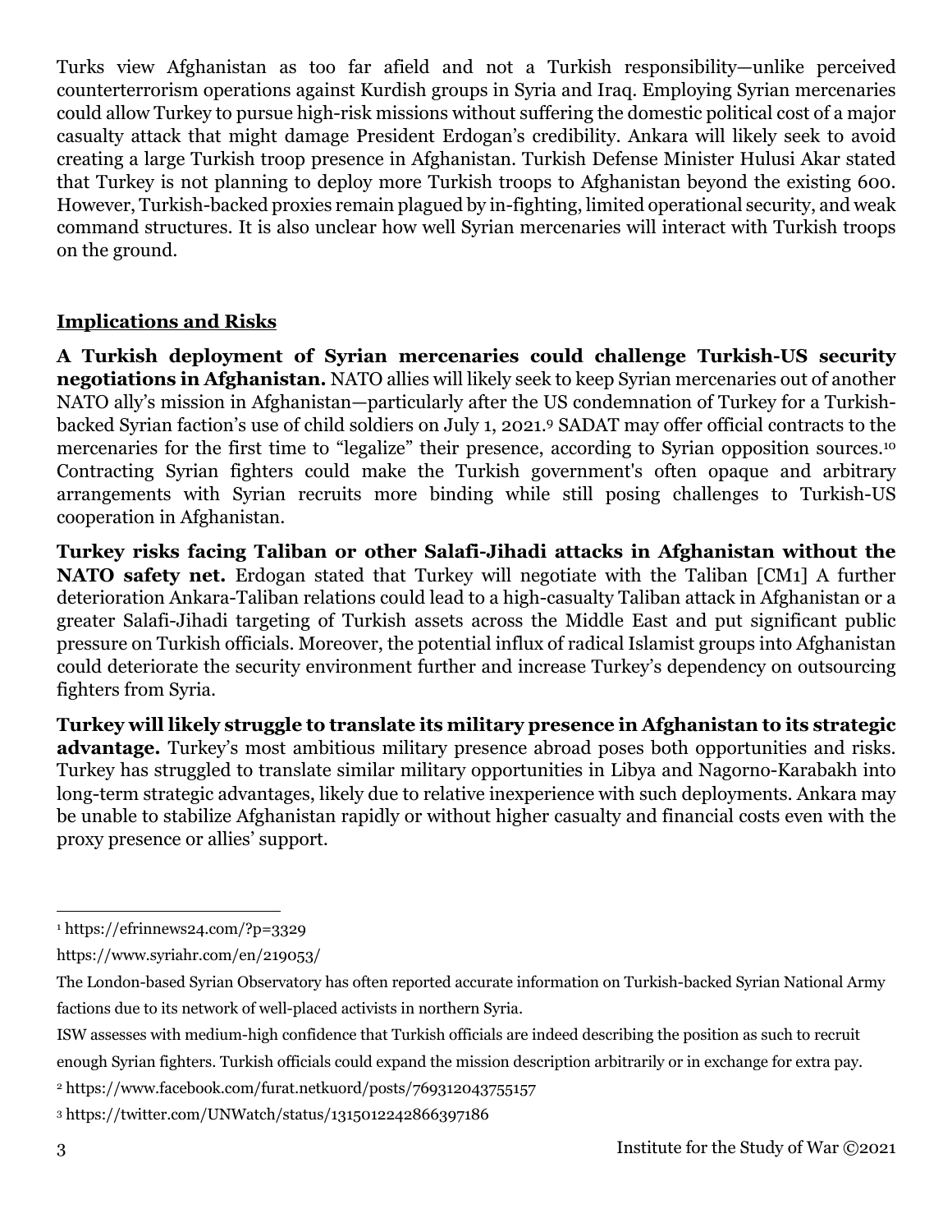Turks view Afghanistan as too far afield and not a Turkish responsibility—unlike perceived counterterrorism operations against Kurdish groups in Syria and Iraq. Employing Syrian mercenaries could allow Turkey to pursue high-risk missions without suffering the domestic political cost of a major casualty attack that might damage President Erdogan's credibility. Ankara will likely seek to avoid creating a large Turkish troop presence in Afghanistan. Turkish Defense Minister Hulusi Akar stated that Turkey is not planning to deploy more Turkish troops to Afghanistan beyond the existing 600. However, Turkish-backed proxies remain plagued by in-fighting, limited operational security, and weak command structures. It is also unclear how well Syrian mercenaries will interact with Turkish troops on the ground.

## Implications and Risks

**A Turkish deployment of Syrian mercenaries could challenge Turkish-US security negotiations in Afghanistan.** NATO allies will likely seek to keep Syrian mercenaries out of another NATO ally's mission in Afghanistan—particularly after the US condemnation of Turkey for a Turkish-backed Syrian faction's use of child soldiers on July 1, 2021.[9] SADAT may offer official contracts to the mercenaries for the first time to "legalize" their presence, according to Syrian opposition sources.[10] Contracting Syrian fighters could make the Turkish government's often opaque and arbitrary arrangements with Syrian recruits more binding while still posing challenges to Turkish-US cooperation in Afghanistan.

**Turkey risks facing Taliban or other Salafi-Jihadi attacks in Afghanistan without the NATO safety net.** Erdogan stated that Turkey will negotiate with the Taliban [CM1] A further deterioration Ankara-Taliban relations could lead to a high-casualty Taliban attack in Afghanistan or a greater Salafi-Jihadi targeting of Turkish assets across the Middle East and put significant public pressure on Turkish officials. Moreover, the potential influx of radical Islamist groups into Afghanistan could deteriorate the security environment further and increase Turkey's dependency on outsourcing fighters from Syria.

**Turkey will likely struggle to translate its military presence in Afghanistan to its strategic advantage.** Turkey's most ambitious military presence abroad poses both opportunities and risks. Turkey has struggled to translate similar military opportunities in Libya and Nagorno-Karabakh into long-term strategic advantages, likely due to relative inexperience with such deployments. Ankara may be unable to stabilize Afghanistan rapidly or without higher casualty and financial costs even with the proxy presence or allies' support.

---

[1] https://efrinnews24.com/?p=3329

https://www.syriahr.com/en/219053/

The London-based Syrian Observatory has often reported accurate information on Turkish-backed Syrian National Army factions due to its network of well-placed activists in northern Syria.

ISW assesses with medium-high confidence that Turkish officials are indeed describing the position as such to recruit enough Syrian fighters. Turkish officials could expand the mission description arbitrarily or in exchange for extra pay.

[2] https://www.facebook.com/furat.netkuord/posts/769312043755157

[3] https://twitter.com/UNWatch/status/1315012242866397186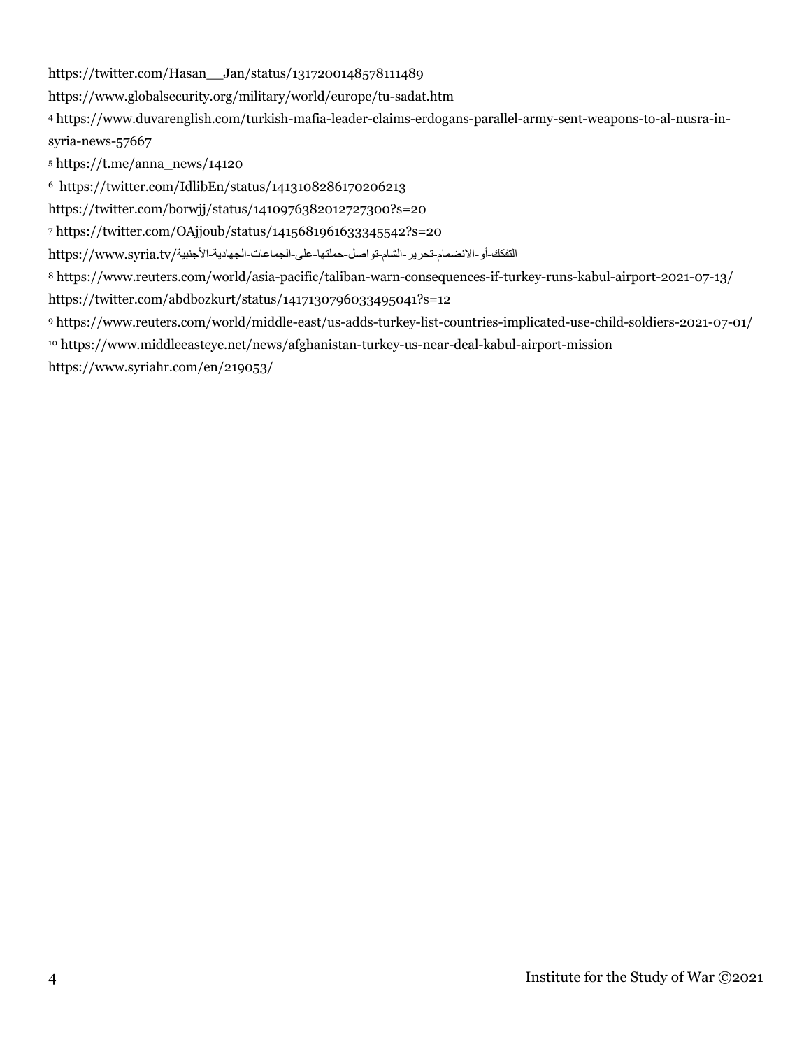https://twitter.com/Hasan__Jan/status/1317200148578111489

https://www.globalsecurity.org/military/world/europe/tu-sadat.htm

[4] https://www.duvarenglish.com/turkish-mafia-leader-claims-erdogans-parallel-army-sent-weapons-to-al-nusra-in-syria-news-57667

[5] https://t.me/anna_news/14120

[6] https://twitter.com/IdlibEn/status/1413108286170206213

https://twitter.com/borwjj/status/1410976382012727300?s=20

[7] https://twitter.com/OAjjoub/status/1415681961633345542?s=20

https://www.syria.tv/التفكك-أو-الانضمام-تحرير-الشام-تواصل-حملتها-على-الجماعات-الجهادية-الأجنبية

[8] https://www.reuters.com/world/asia-pacific/taliban-warn-consequences-if-turkey-runs-kabul-airport-2021-07-13/

https://twitter.com/abdbozkurt/status/1417130796033495041?s=12

[9] https://www.reuters.com/world/middle-east/us-adds-turkey-list-countries-implicated-use-child-soldiers-2021-07-01/

[10] https://www.middleeasteye.net/news/afghanistan-turkey-us-near-deal-kabul-airport-mission

https://www.syriahr.com/en/219053/